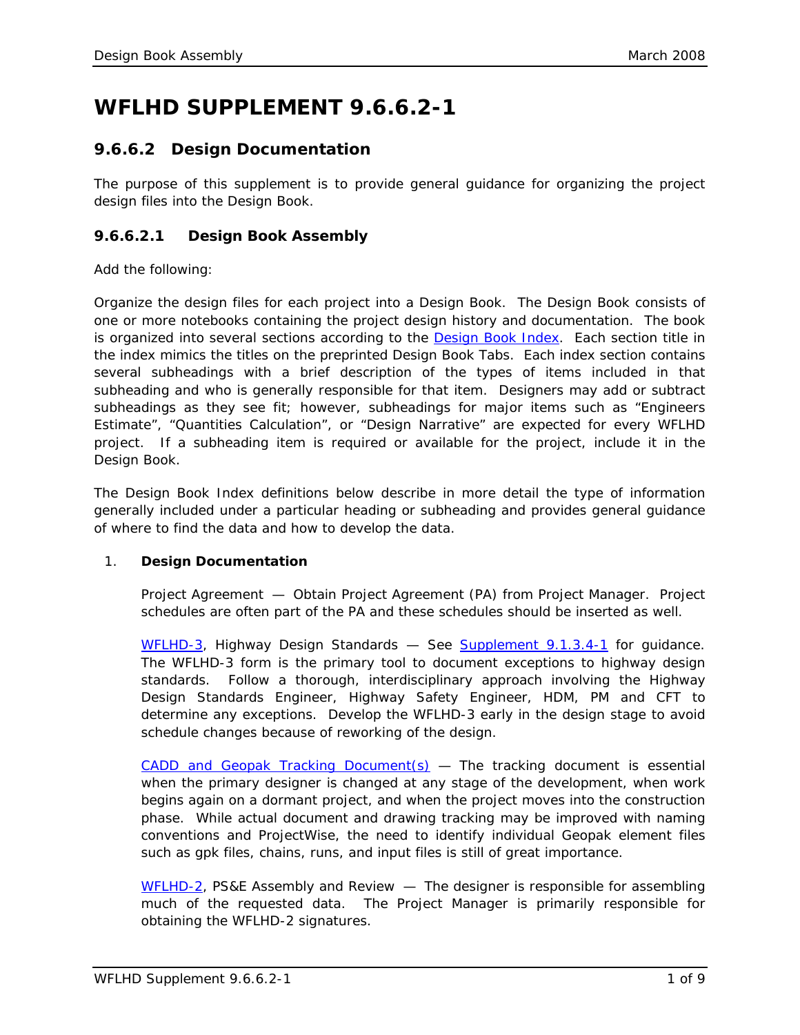# WFLHD SUPPLEMENT 9.6.6.2-1

## 9.6.6.2 Design Documentation

The purpose of this supplement is to provide general guidance for organizing the project design files into the Design Book.

### 9.6.6.2.1 Design Book Assembly

Add the following:

Organize the design files for each project into a Design Book. The Design Book consists of one or more notebooks containing the project design history and documentation. The book is organized into several sections according to the Design Book Index. Each section title in the index mimics the titles on the preprinted Design Book Tabs. Each index section contains several subheadings with a brief description of the types of items included in that subheading and who is generally responsible for that item. Designers may add or subtract subheadings as they see fit; however, subheadings for major items such as "Engineers Estimate", "Quantities Calculation", or "Design Narrative" are expected for every WFLHD project. If a subheading item is required or available for the project, include it in the Design Book.

The Design Book Index definitions below describe in more detail the type of information generally included under a particular heading or subheading and provides general guidance of where to find the data and how to develop the data.

1. **Design Documentation**

   Project Agreement — Obtain Project Agreement (PA) from Project Manager. Project schedules are often part of the PA and these schedules should be inserted as well.

   WFLHD-3, Highway Design Standards — See Supplement 9.1.3.4-1 for guidance. The WFLHD-3 form is the primary tool to document exceptions to highway design standards. Follow a thorough, interdisciplinary approach involving the Highway Design Standards Engineer, Highway Safety Engineer, HDM, PM and CFT to determine any exceptions. Develop the WFLHD-3 early in the design stage to avoid schedule changes because of reworking of the design.

   CADD and Geopak Tracking Document(s) — The tracking document is essential when the primary designer is changed at any stage of the development, when work begins again on a dormant project, and when the project moves into the construction phase. While actual document and drawing tracking may be improved with naming conventions and ProjectWise, the need to identify individual Geopak element files such as gpk files, chains, runs, and input files is still of great importance.

   WFLHD-2, PS&E Assembly and Review — The designer is responsible for assembling much of the requested data. The Project Manager is primarily responsible for obtaining the WFLHD-2 signatures.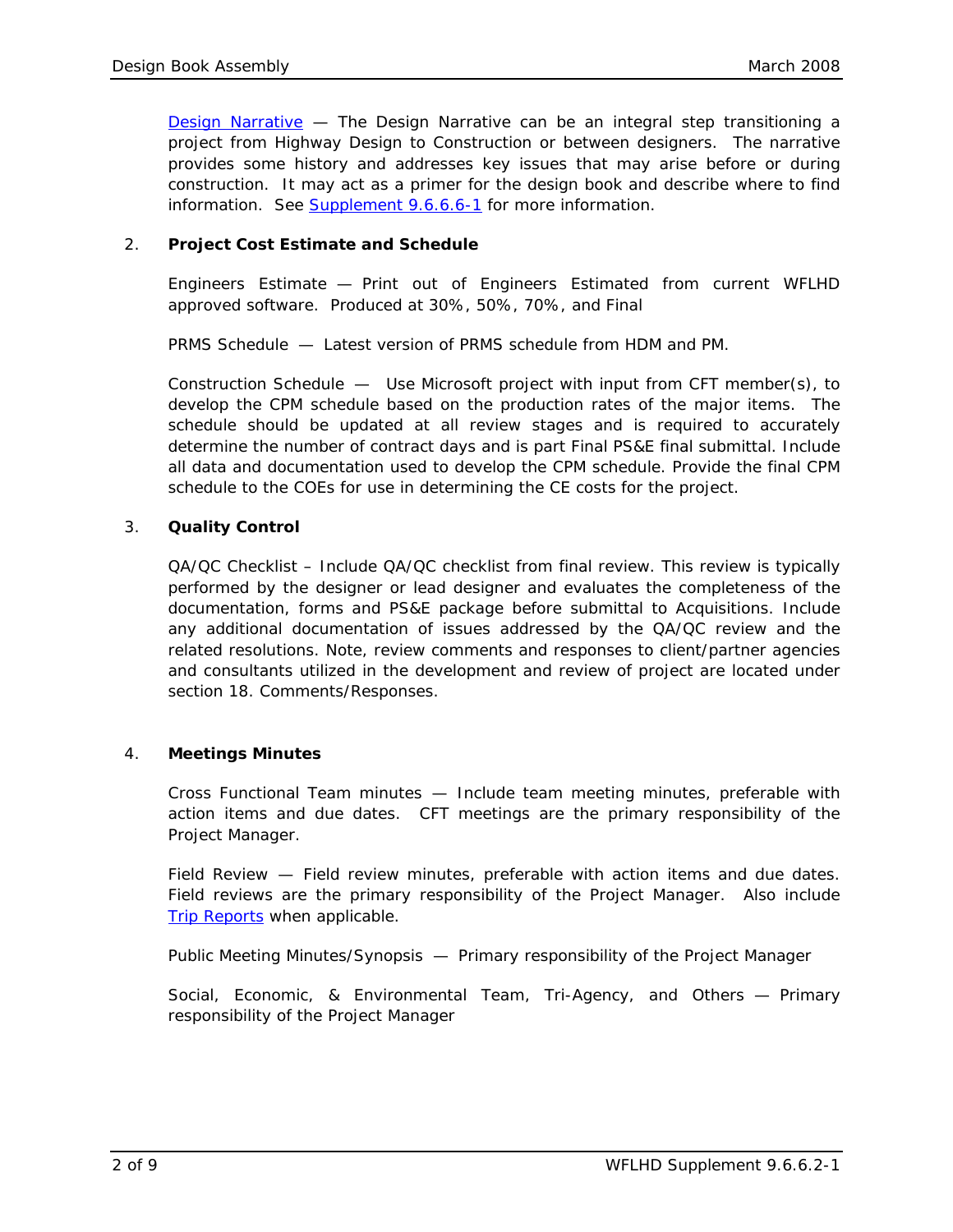Design Narrative — The Design Narrative can be an integral step transitioning a project from Highway Design to Construction or between designers. The narrative provides some history and addresses key issues that may arise before or during construction. It may act as a primer for the design book and describe where to find information. See Supplement 9.6.6.6-1 for more information.

2. **Project Cost Estimate and Schedule**

   Engineers Estimate — Print out of Engineers Estimated from current WFLHD approved software. Produced at 30%, 50%, 70%, and Final

   PRMS Schedule — Latest version of PRMS schedule from HDM and PM.

   Construction Schedule — Use Microsoft project with input from CFT member(s), to develop the CPM schedule based on the production rates of the major items. The schedule should be updated at all review stages and is required to accurately determine the number of contract days and is part Final PS&E final submittal. Include all data and documentation used to develop the CPM schedule. Provide the final CPM schedule to the COEs for use in determining the CE costs for the project.

3. **Quality Control**

   QA/QC Checklist – Include QA/QC checklist from final review. This review is typically performed by the designer or lead designer and evaluates the completeness of the documentation, forms and PS&E package before submittal to Acquisitions. Include any additional documentation of issues addressed by the QA/QC review and the related resolutions. Note, review comments and responses to client/partner agencies and consultants utilized in the development and review of project are located under section 18. Comments/Responses.

4. **Meetings Minutes**

   Cross Functional Team minutes — Include team meeting minutes, preferable with action items and due dates. CFT meetings are the primary responsibility of the Project Manager.

   Field Review — Field review minutes, preferable with action items and due dates. Field reviews are the primary responsibility of the Project Manager. Also include Trip Reports when applicable.

   Public Meeting Minutes/Synopsis — Primary responsibility of the Project Manager

   Social, Economic, & Environmental Team, Tri-Agency, and Others — Primary responsibility of the Project Manager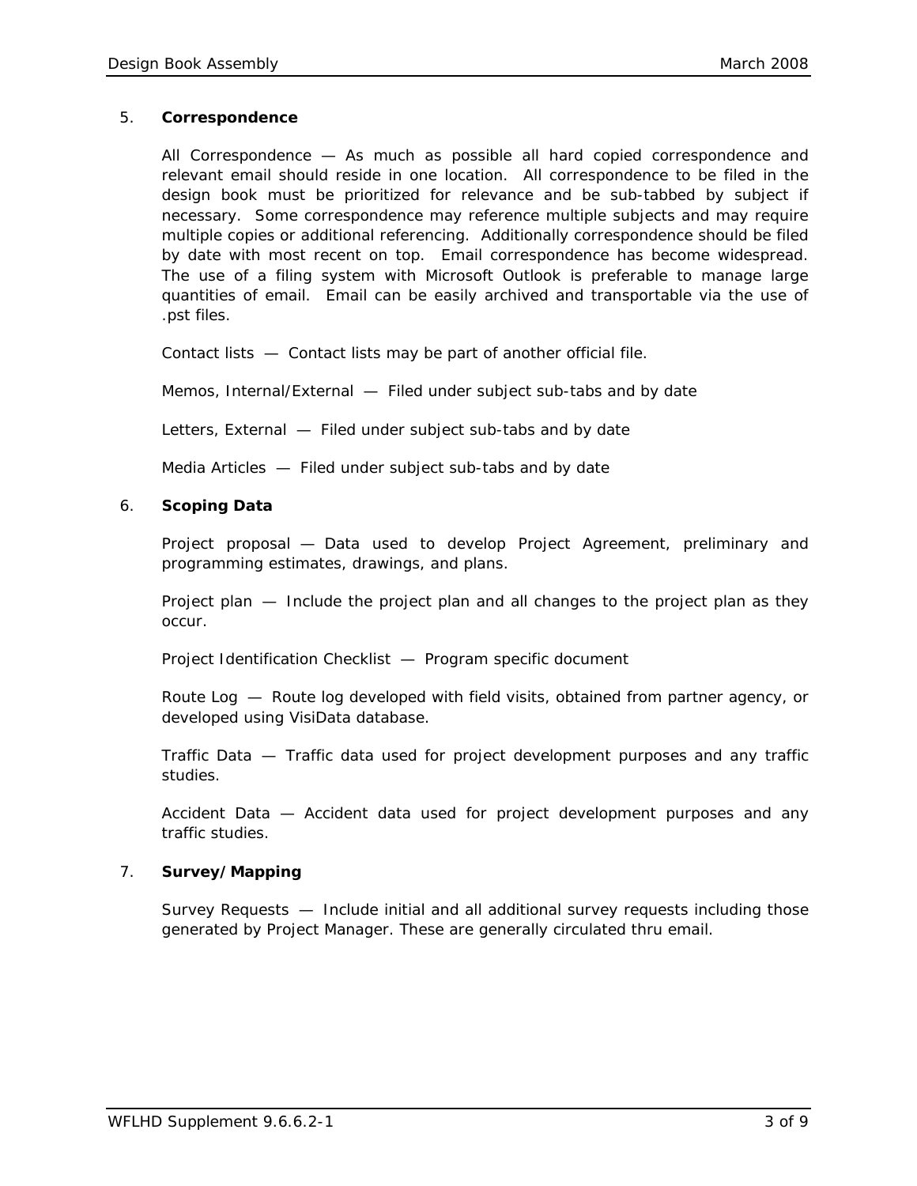5. **Correspondence**

All Correspondence — As much as possible all hard copied correspondence and relevant email should reside in one location. All correspondence to be filed in the design book must be prioritized for relevance and be sub-tabbed by subject if necessary. Some correspondence may reference multiple subjects and may require multiple copies or additional referencing. Additionally correspondence should be filed by date with most recent on top. Email correspondence has become widespread. The use of a filing system with Microsoft Outlook is preferable to manage large quantities of email. Email can be easily archived and transportable via the use of .pst files.

Contact lists — Contact lists may be part of another official file.

Memos, Internal/External — Filed under subject sub-tabs and by date

Letters, External — Filed under subject sub-tabs and by date

Media Articles — Filed under subject sub-tabs and by date

6. **Scoping Data**

Project proposal — Data used to develop Project Agreement, preliminary and programming estimates, drawings, and plans.

Project plan — Include the project plan and all changes to the project plan as they occur.

Project Identification Checklist — Program specific document

Route Log — Route log developed with field visits, obtained from partner agency, or developed using VisiData database.

Traffic Data — Traffic data used for project development purposes and any traffic studies.

Accident Data — Accident data used for project development purposes and any traffic studies.

7. **Survey/Mapping**

Survey Requests — Include initial and all additional survey requests including those generated by Project Manager. These are generally circulated thru email.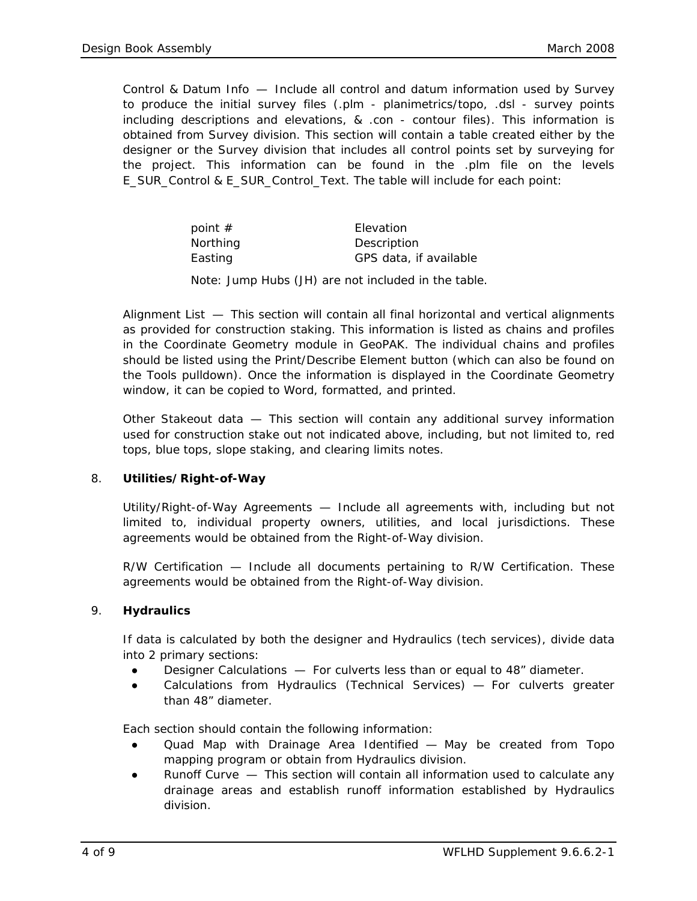Control & Datum Info — Include all control and datum information used by Survey to produce the initial survey files (.plm - planimetrics/topo, .dsl - survey points including descriptions and elevations, & .con - contour files). This information is obtained from Survey division. This section will contain a table created either by the designer or the Survey division that includes all control points set by surveying for the project. This information can be found in the .plm file on the levels E_SUR_Control & E_SUR_Control_Text. The table will include for each point:

| | |
|---|---|
| point # | Elevation |
| Northing | Description |
| Easting | GPS data, if available |

Note: Jump Hubs (JH) are not included in the table.

Alignment List — This section will contain all final horizontal and vertical alignments as provided for construction staking. This information is listed as chains and profiles in the Coordinate Geometry module in GeoPAK. The individual chains and profiles should be listed using the Print/Describe Element button (which can also be found on the Tools pulldown). Once the information is displayed in the Coordinate Geometry window, it can be copied to Word, formatted, and printed.

Other Stakeout data — This section will contain any additional survey information used for construction stake out not indicated above, including, but not limited to, red tops, blue tops, slope staking, and clearing limits notes.

8. **Utilities/Right-of-Way**

Utility/Right-of-Way Agreements — Include all agreements with, including but not limited to, individual property owners, utilities, and local jurisdictions. These agreements would be obtained from the Right-of-Way division.

R/W Certification — Include all documents pertaining to R/W Certification. These agreements would be obtained from the Right-of-Way division.

9. **Hydraulics**

If data is calculated by both the designer and Hydraulics (tech services), divide data into 2 primary sections:

- Designer Calculations — For culverts less than or equal to 48” diameter.
- Calculations from Hydraulics (Technical Services) — For culverts greater than 48” diameter.

Each section should contain the following information:

- Quad Map with Drainage Area Identified — May be created from Topo mapping program or obtain from Hydraulics division.
- Runoff Curve — This section will contain all information used to calculate any drainage areas and establish runoff information established by Hydraulics division.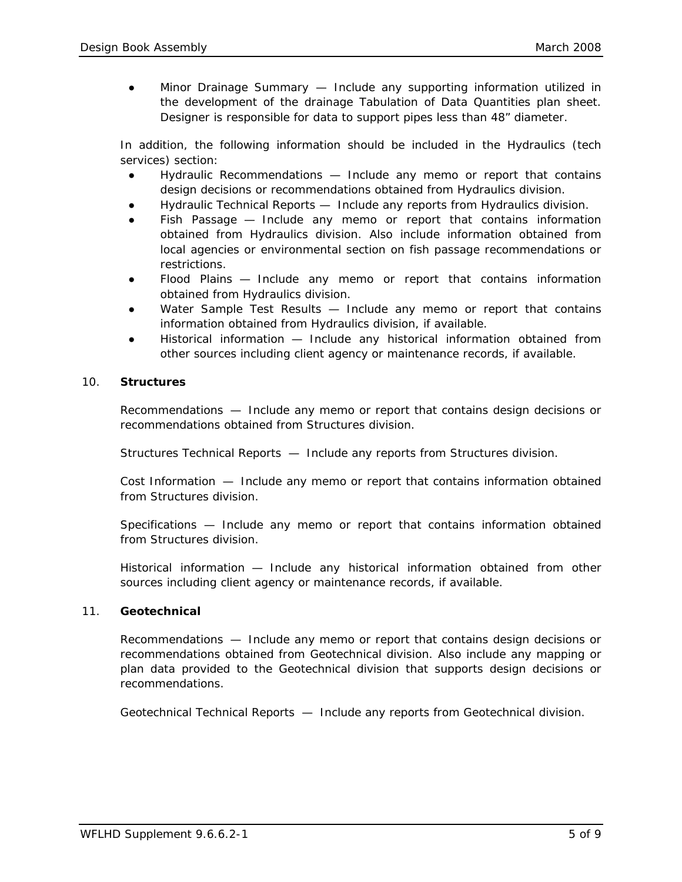- Minor Drainage Summary — Include any supporting information utilized in the development of the drainage Tabulation of Data Quantities plan sheet. Designer is responsible for data to support pipes less than 48" diameter.

In addition, the following information should be included in the Hydraulics (tech services) section:

- Hydraulic Recommendations — Include any memo or report that contains design decisions or recommendations obtained from Hydraulics division.
- Hydraulic Technical Reports — Include any reports from Hydraulics division.
- Fish Passage — Include any memo or report that contains information obtained from Hydraulics division. Also include information obtained from local agencies or environmental section on fish passage recommendations or restrictions.
- Flood Plains — Include any memo or report that contains information obtained from Hydraulics division.
- Water Sample Test Results — Include any memo or report that contains information obtained from Hydraulics division, if available.
- Historical information — Include any historical information obtained from other sources including client agency or maintenance records, if available.

10. **Structures**

Recommendations — Include any memo or report that contains design decisions or recommendations obtained from Structures division.

Structures Technical Reports — Include any reports from Structures division.

Cost Information — Include any memo or report that contains information obtained from Structures division.

Specifications — Include any memo or report that contains information obtained from Structures division.

Historical information — Include any historical information obtained from other sources including client agency or maintenance records, if available.

11. **Geotechnical**

Recommendations — Include any memo or report that contains design decisions or recommendations obtained from Geotechnical division. Also include any mapping or plan data provided to the Geotechnical division that supports design decisions or recommendations.

Geotechnical Technical Reports — Include any reports from Geotechnical division.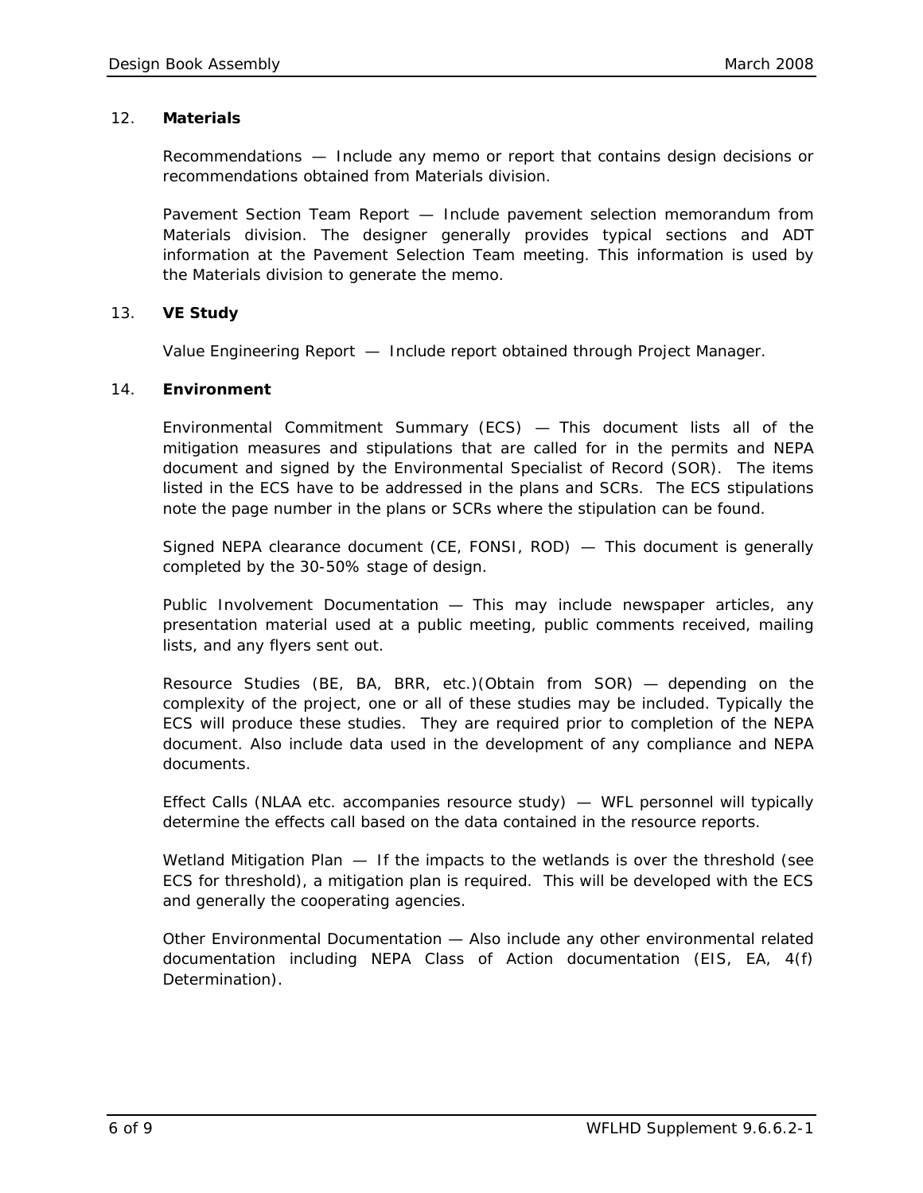12. **Materials**

Recommendations — Include any memo or report that contains design decisions or recommendations obtained from Materials division.

Pavement Section Team Report — Include pavement selection memorandum from Materials division. The designer generally provides typical sections and ADT information at the Pavement Selection Team meeting. This information is used by the Materials division to generate the memo.

13. **VE Study**

Value Engineering Report — Include report obtained through Project Manager.

14. **Environment**

Environmental Commitment Summary (ECS) — This document lists all of the mitigation measures and stipulations that are called for in the permits and NEPA document and signed by the Environmental Specialist of Record (SOR). The items listed in the ECS have to be addressed in the plans and SCRs. The ECS stipulations note the page number in the plans or SCRs where the stipulation can be found.

Signed NEPA clearance document (CE, FONSI, ROD) — This document is generally completed by the 30-50% stage of design.

Public Involvement Documentation — This may include newspaper articles, any presentation material used at a public meeting, public comments received, mailing lists, and any flyers sent out.

Resource Studies (BE, BA, BRR, etc.)(Obtain from SOR) — depending on the complexity of the project, one or all of these studies may be included. Typically the ECS will produce these studies. They are required prior to completion of the NEPA document. Also include data used in the development of any compliance and NEPA documents.

Effect Calls (NLAA etc. accompanies resource study) — WFL personnel will typically determine the effects call based on the data contained in the resource reports.

Wetland Mitigation Plan — If the impacts to the wetlands is over the threshold (see ECS for threshold), a mitigation plan is required. This will be developed with the ECS and generally the cooperating agencies.

Other Environmental Documentation — Also include any other environmental related documentation including NEPA Class of Action documentation (EIS, EA, 4(f) Determination).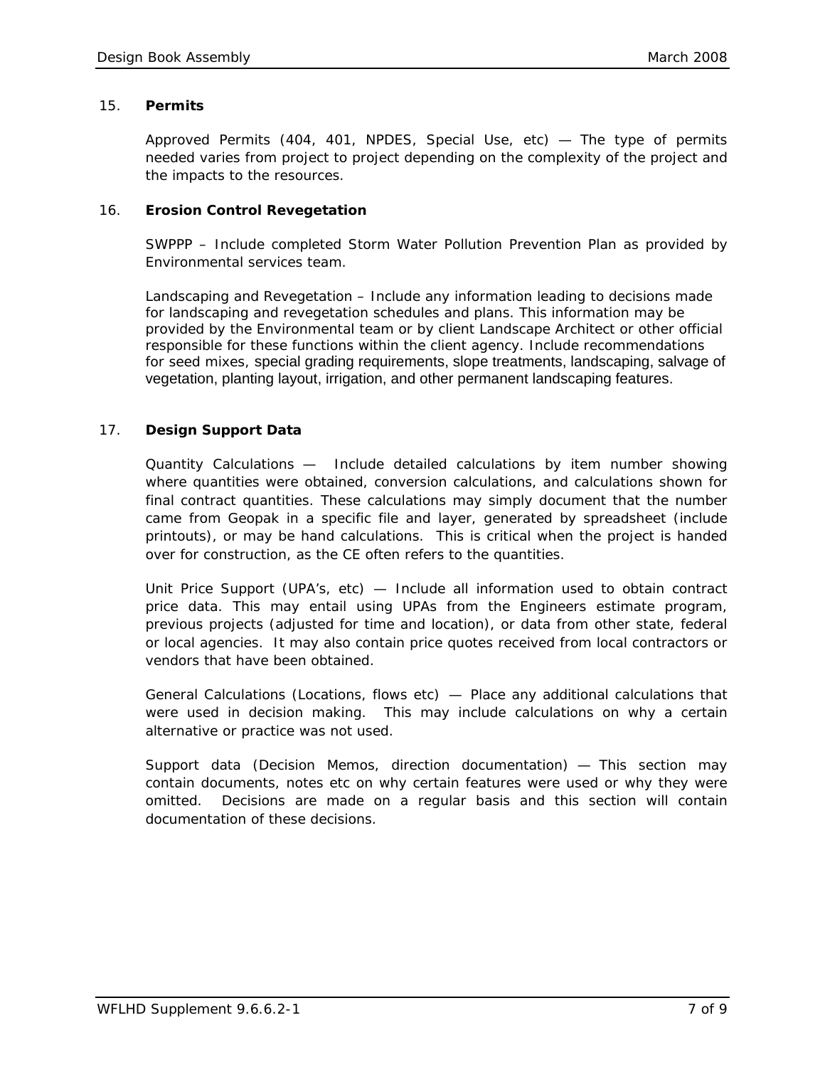## 15. **Permits**

Approved Permits (404, 401, NPDES, Special Use, etc) — The type of permits needed varies from project to project depending on the complexity of the project and the impacts to the resources.

## 16. **Erosion Control Revegetation**

SWPPP – Include completed Storm Water Pollution Prevention Plan as provided by Environmental services team.

Landscaping and Revegetation – Include any information leading to decisions made for landscaping and revegetation schedules and plans. This information may be provided by the Environmental team or by client Landscape Architect or other official responsible for these functions within the client agency. Include recommendations for seed mixes, special grading requirements, slope treatments, landscaping, salvage of vegetation, planting layout, irrigation, and other permanent landscaping features.

## 17. **Design Support Data**

Quantity Calculations — Include detailed calculations by item number showing where quantities were obtained, conversion calculations, and calculations shown for final contract quantities. These calculations may simply document that the number came from Geopak in a specific file and layer, generated by spreadsheet (include printouts), or may be hand calculations. This is critical when the project is handed over for construction, as the CE often refers to the quantities.

Unit Price Support (UPA's, etc) — Include all information used to obtain contract price data. This may entail using UPAs from the Engineers estimate program, previous projects (adjusted for time and location), or data from other state, federal or local agencies. It may also contain price quotes received from local contractors or vendors that have been obtained.

General Calculations (Locations, flows etc) — Place any additional calculations that were used in decision making. This may include calculations on why a certain alternative or practice was not used.

Support data (Decision Memos, direction documentation) — This section may contain documents, notes etc on why certain features were used or why they were omitted. Decisions are made on a regular basis and this section will contain documentation of these decisions.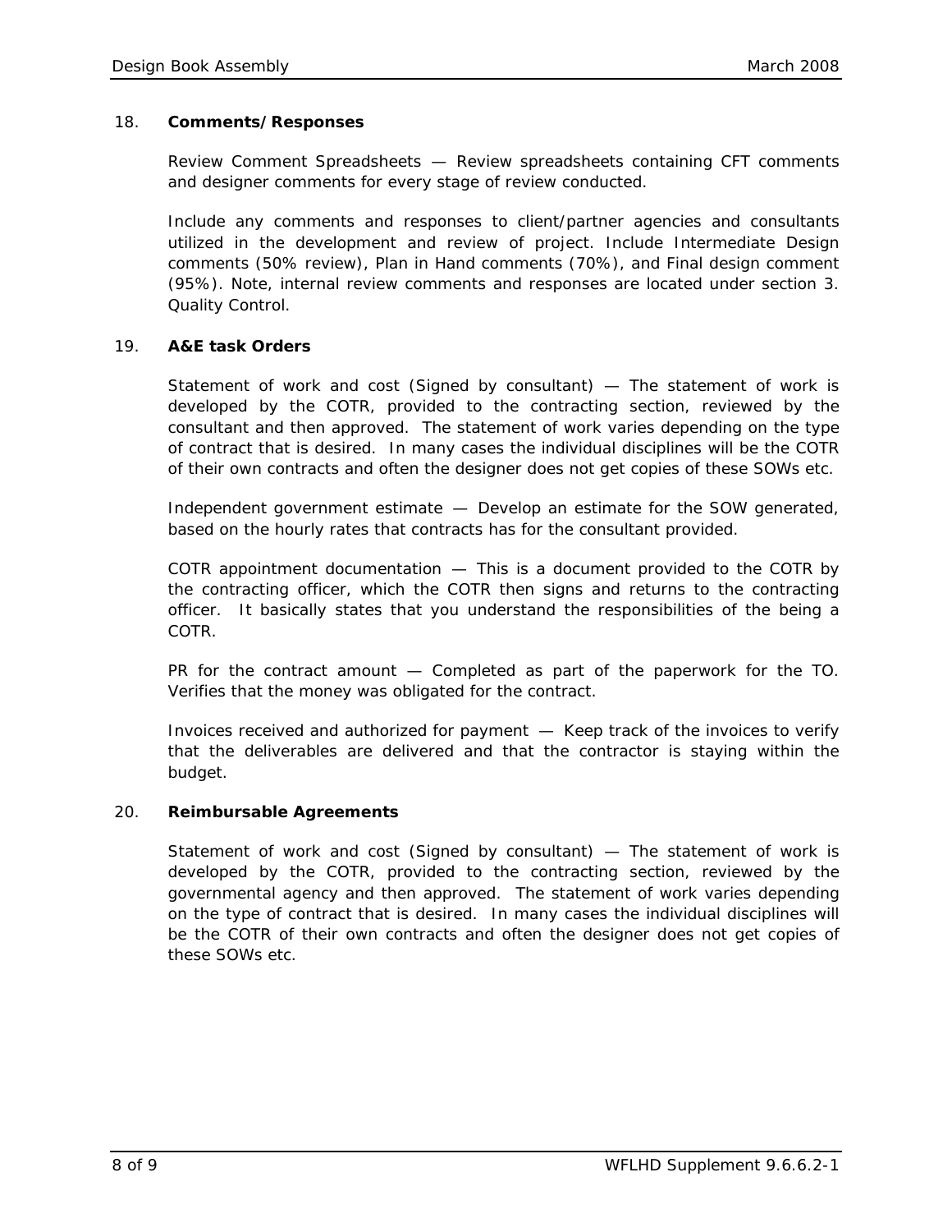18. **Comments/Responses**

Review Comment Spreadsheets — Review spreadsheets containing CFT comments and designer comments for every stage of review conducted.

Include any comments and responses to client/partner agencies and consultants utilized in the development and review of project. Include Intermediate Design comments (50% review), Plan in Hand comments (70%), and Final design comment (95%). Note, internal review comments and responses are located under section 3. Quality Control.

19. **A&E task Orders**

Statement of work and cost (Signed by consultant) — The statement of work is developed by the COTR, provided to the contracting section, reviewed by the consultant and then approved. The statement of work varies depending on the type of contract that is desired. In many cases the individual disciplines will be the COTR of their own contracts and often the designer does not get copies of these SOWs etc.

Independent government estimate — Develop an estimate for the SOW generated, based on the hourly rates that contracts has for the consultant provided.

COTR appointment documentation — This is a document provided to the COTR by the contracting officer, which the COTR then signs and returns to the contracting officer. It basically states that you understand the responsibilities of the being a COTR.

PR for the contract amount — Completed as part of the paperwork for the TO. Verifies that the money was obligated for the contract.

Invoices received and authorized for payment — Keep track of the invoices to verify that the deliverables are delivered and that the contractor is staying within the budget.

20. **Reimbursable Agreements**

Statement of work and cost (Signed by consultant) — The statement of work is developed by the COTR, provided to the contracting section, reviewed by the governmental agency and then approved. The statement of work varies depending on the type of contract that is desired. In many cases the individual disciplines will be the COTR of their own contracts and often the designer does not get copies of these SOWs etc.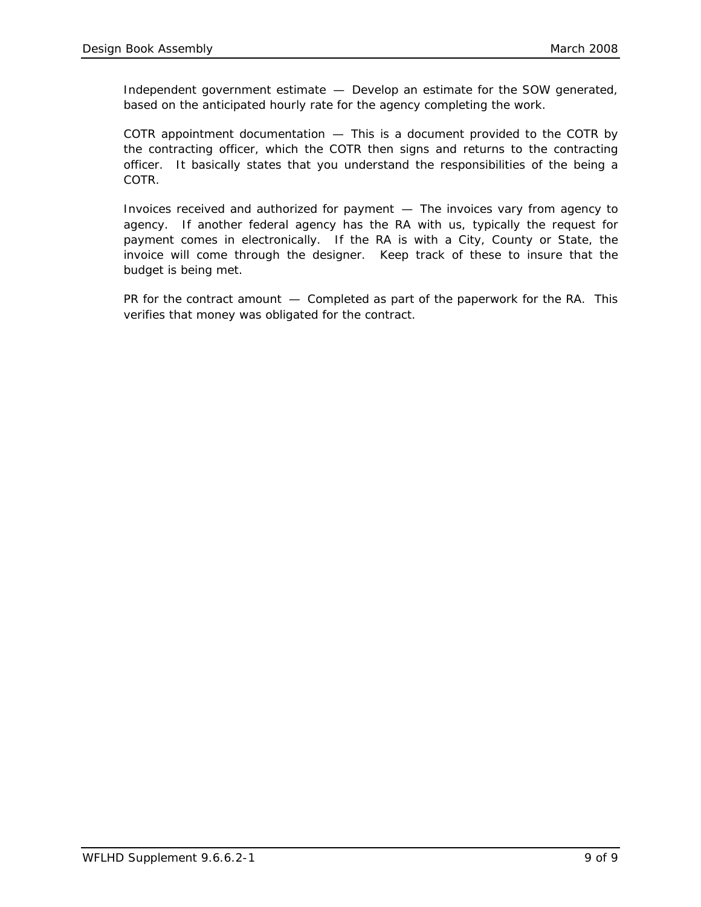Independent government estimate — Develop an estimate for the SOW generated, based on the anticipated hourly rate for the agency completing the work.

COTR appointment documentation — This is a document provided to the COTR by the contracting officer, which the COTR then signs and returns to the contracting officer. It basically states that you understand the responsibilities of the being a COTR.

Invoices received and authorized for payment — The invoices vary from agency to agency. If another federal agency has the RA with us, typically the request for payment comes in electronically. If the RA is with a City, County or State, the invoice will come through the designer. Keep track of these to insure that the budget is being met.

PR for the contract amount — Completed as part of the paperwork for the RA. This verifies that money was obligated for the contract.